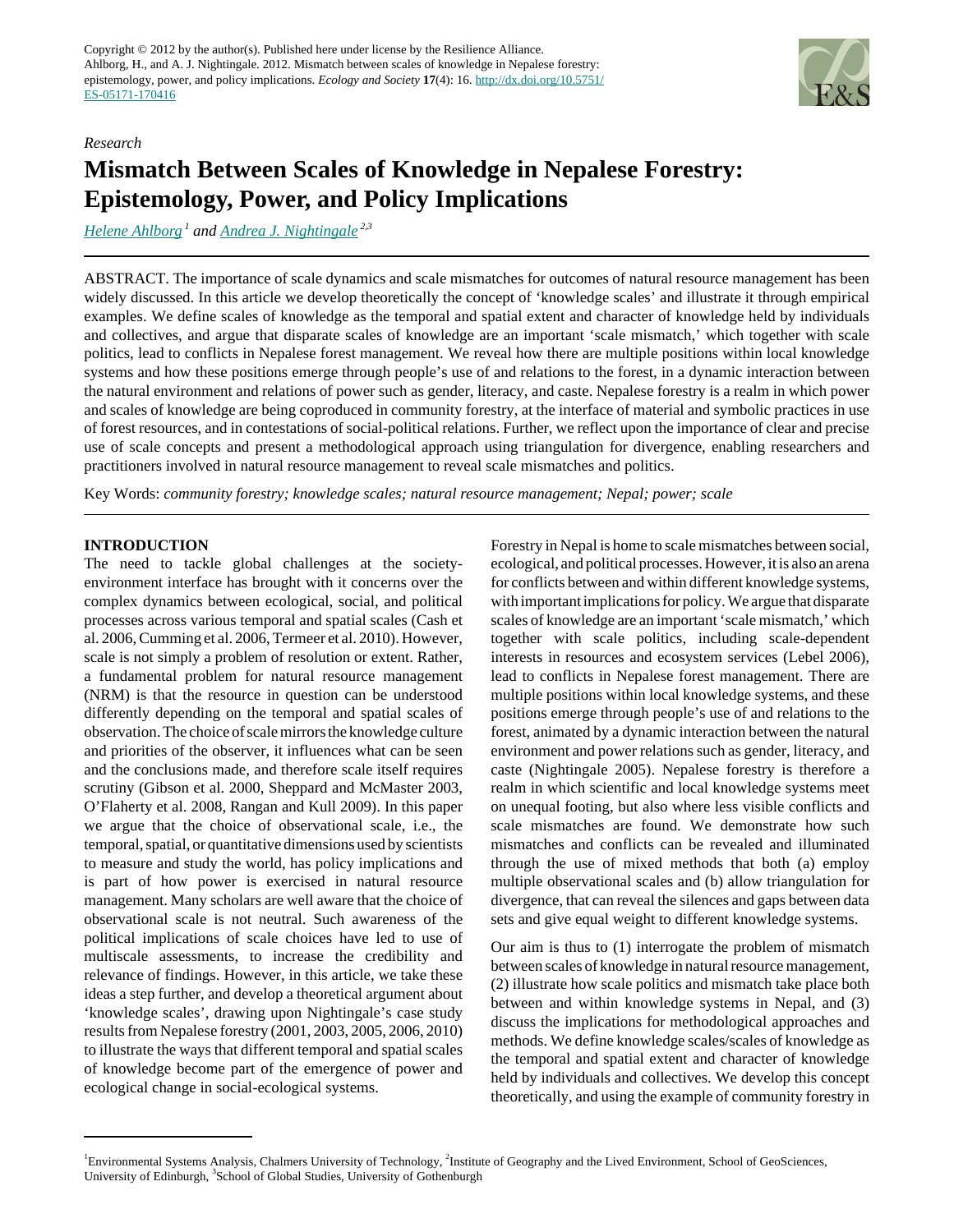Copyright © 2012 by the author(s). Published here under license by the Resilience Alliance.
Ahlborg, H., and A. J. Nightingale. 2012. Mismatch between scales of knowledge in Nepalese forestry: epistemology, power, and policy implications. *Ecology and Society* **17**(4): 16. http://dx.doi.org/10.5751/ES-05171-170416

*Research*

# Mismatch Between Scales of Knowledge in Nepalese Forestry: Epistemology, Power, and Policy Implications

*Helene Ahlborg* [1] *and Andrea J. Nightingale* [2,3]

ABSTRACT. The importance of scale dynamics and scale mismatches for outcomes of natural resource management has been widely discussed. In this article we develop theoretically the concept of 'knowledge scales' and illustrate it through empirical examples. We define scales of knowledge as the temporal and spatial extent and character of knowledge held by individuals and collectives, and argue that disparate scales of knowledge are an important 'scale mismatch,' which together with scale politics, lead to conflicts in Nepalese forest management. We reveal how there are multiple positions within local knowledge systems and how these positions emerge through people's use of and relations to the forest, in a dynamic interaction between the natural environment and relations of power such as gender, literacy, and caste. Nepalese forestry is a realm in which power and scales of knowledge are being coproduced in community forestry, at the interface of material and symbolic practices in use of forest resources, and in contestations of social-political relations. Further, we reflect upon the importance of clear and precise use of scale concepts and present a methodological approach using triangulation for divergence, enabling researchers and practitioners involved in natural resource management to reveal scale mismatches and politics.

Key Words: *community forestry; knowledge scales; natural resource management; Nepal; power; scale*

## INTRODUCTION

The need to tackle global challenges at the society-environment interface has brought with it concerns over the complex dynamics between ecological, social, and political processes across various temporal and spatial scales (Cash et al. 2006, Cumming et al. 2006, Termeer et al. 2010). However, scale is not simply a problem of resolution or extent. Rather, a fundamental problem for natural resource management (NRM) is that the resource in question can be understood differently depending on the temporal and spatial scales of observation. The choice of scale mirrors the knowledge culture and priorities of the observer, it influences what can be seen and the conclusions made, and therefore scale itself requires scrutiny (Gibson et al. 2000, Sheppard and McMaster 2003, O'Flaherty et al. 2008, Rangan and Kull 2009). In this paper we argue that the choice of observational scale, i.e., the temporal, spatial, or quantitative dimensions used by scientists to measure and study the world, has policy implications and is part of how power is exercised in natural resource management. Many scholars are well aware that the choice of observational scale is not neutral. Such awareness of the political implications of scale choices have led to use of multiscale assessments, to increase the credibility and relevance of findings. However, in this article, we take these ideas a step further, and develop a theoretical argument about 'knowledge scales', drawing upon Nightingale's case study results from Nepalese forestry (2001, 2003, 2005, 2006, 2010) to illustrate the ways that different temporal and spatial scales of knowledge become part of the emergence of power and ecological change in social-ecological systems.

Forestry in Nepal is home to scale mismatches between social, ecological, and political processes. However, it is also an arena for conflicts between and within different knowledge systems, with important implications for policy. We argue that disparate scales of knowledge are an important 'scale mismatch,' which together with scale politics, including scale-dependent interests in resources and ecosystem services (Lebel 2006), lead to conflicts in Nepalese forest management. There are multiple positions within local knowledge systems, and these positions emerge through people's use of and relations to the forest, animated by a dynamic interaction between the natural environment and power relations such as gender, literacy, and caste (Nightingale 2005). Nepalese forestry is therefore a realm in which scientific and local knowledge systems meet on unequal footing, but also where less visible conflicts and scale mismatches are found. We demonstrate how such mismatches and conflicts can be revealed and illuminated through the use of mixed methods that both (a) employ multiple observational scales and (b) allow triangulation for divergence, that can reveal the silences and gaps between data sets and give equal weight to different knowledge systems.

Our aim is thus to (1) interrogate the problem of mismatch between scales of knowledge in natural resource management, (2) illustrate how scale politics and mismatch take place both between and within knowledge systems in Nepal, and (3) discuss the implications for methodological approaches and methods. We define knowledge scales/scales of knowledge as the temporal and spatial extent and character of knowledge held by individuals and collectives. We develop this concept theoretically, and using the example of community forestry in

[1]Environmental Systems Analysis, Chalmers University of Technology, [2]Institute of Geography and the Lived Environment, School of GeoSciences, University of Edinburgh, [3]School of Global Studies, University of Gothenburg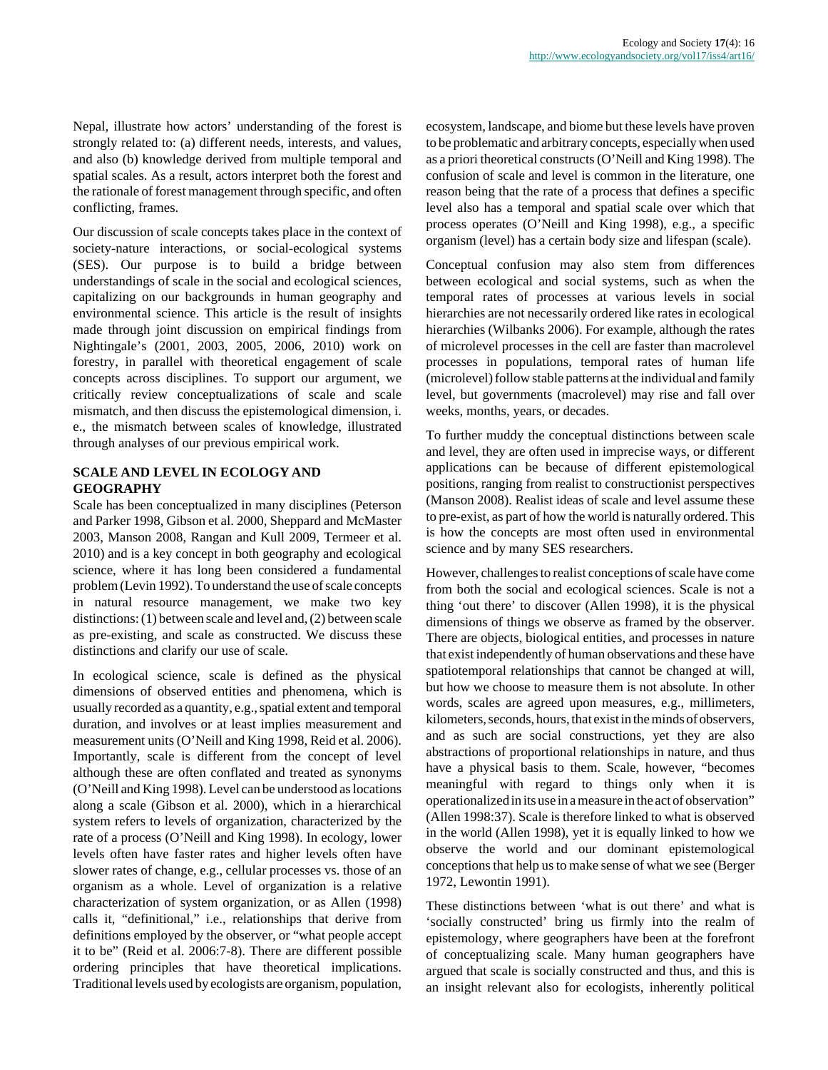Nepal, illustrate how actors' understanding of the forest is strongly related to: (a) different needs, interests, and values, and also (b) knowledge derived from multiple temporal and spatial scales. As a result, actors interpret both the forest and the rationale of forest management through specific, and often conflicting, frames.

Our discussion of scale concepts takes place in the context of society-nature interactions, or social-ecological systems (SES). Our purpose is to build a bridge between understandings of scale in the social and ecological sciences, capitalizing on our backgrounds in human geography and environmental science. This article is the result of insights made through joint discussion on empirical findings from Nightingale's (2001, 2003, 2005, 2006, 2010) work on forestry, in parallel with theoretical engagement of scale concepts across disciplines. To support our argument, we critically review conceptualizations of scale and scale mismatch, and then discuss the epistemological dimension, i.e., the mismatch between scales of knowledge, illustrated through analyses of our previous empirical work.

## SCALE AND LEVEL IN ECOLOGY AND GEOGRAPHY

Scale has been conceptualized in many disciplines (Peterson and Parker 1998, Gibson et al. 2000, Sheppard and McMaster 2003, Manson 2008, Rangan and Kull 2009, Termeer et al. 2010) and is a key concept in both geography and ecological science, where it has long been considered a fundamental problem (Levin 1992). To understand the use of scale concepts in natural resource management, we make two key distinctions: (1) between scale and level and, (2) between scale as pre-existing, and scale as constructed. We discuss these distinctions and clarify our use of scale.

In ecological science, scale is defined as the physical dimensions of observed entities and phenomena, which is usually recorded as a quantity, e.g., spatial extent and temporal duration, and involves or at least implies measurement and measurement units (O'Neill and King 1998, Reid et al. 2006). Importantly, scale is different from the concept of level although these are often conflated and treated as synonyms (O'Neill and King 1998). Level can be understood as locations along a scale (Gibson et al. 2000), which in a hierarchical system refers to levels of organization, characterized by the rate of a process (O'Neill and King 1998). In ecology, lower levels often have faster rates and higher levels often have slower rates of change, e.g., cellular processes vs. those of an organism as a whole. Level of organization is a relative characterization of system organization, or as Allen (1998) calls it, "definitional," i.e., relationships that derive from definitions employed by the observer, or "what people accept it to be" (Reid et al. 2006:7-8). There are different possible ordering principles that have theoretical implications. Traditional levels used by ecologists are organism, population, ecosystem, landscape, and biome but these levels have proven to be problematic and arbitrary concepts, especially when used as a priori theoretical constructs (O'Neill and King 1998). The confusion of scale and level is common in the literature, one reason being that the rate of a process that defines a specific level also has a temporal and spatial scale over which that process operates (O'Neill and King 1998), e.g., a specific organism (level) has a certain body size and lifespan (scale).

Conceptual confusion may also stem from differences between ecological and social systems, such as when the temporal rates of processes at various levels in social hierarchies are not necessarily ordered like rates in ecological hierarchies (Wilbanks 2006). For example, although the rates of microlevel processes in the cell are faster than macrolevel processes in populations, temporal rates of human life (microlevel) follow stable patterns at the individual and family level, but governments (macrolevel) may rise and fall over weeks, months, years, or decades.

To further muddy the conceptual distinctions between scale and level, they are often used in imprecise ways, or different applications can be because of different epistemological positions, ranging from realist to constructionist perspectives (Manson 2008). Realist ideas of scale and level assume these to pre-exist, as part of how the world is naturally ordered. This is how the concepts are most often used in environmental science and by many SES researchers.

However, challenges to realist conceptions of scale have come from both the social and ecological sciences. Scale is not a thing 'out there' to discover (Allen 1998), it is the physical dimensions of things we observe as framed by the observer. There are objects, biological entities, and processes in nature that exist independently of human observations and these have spatiotemporal relationships that cannot be changed at will, but how we choose to measure them is not absolute. In other words, scales are agreed upon measures, e.g., millimeters, kilometers, seconds, hours, that exist in the minds of observers, and as such are social constructions, yet they are also abstractions of proportional relationships in nature, and thus have a physical basis to them. Scale, however, "becomes meaningful with regard to things only when it is operationalized in its use in a measure in the act of observation" (Allen 1998:37). Scale is therefore linked to what is observed in the world (Allen 1998), yet it is equally linked to how we observe the world and our dominant epistemological conceptions that help us to make sense of what we see (Berger 1972, Lewontin 1991).

These distinctions between 'what is out there' and what is 'socially constructed' bring us firmly into the realm of epistemology, where geographers have been at the forefront of conceptualizing scale. Many human geographers have argued that scale is socially constructed and thus, and this is an insight relevant also for ecologists, inherently political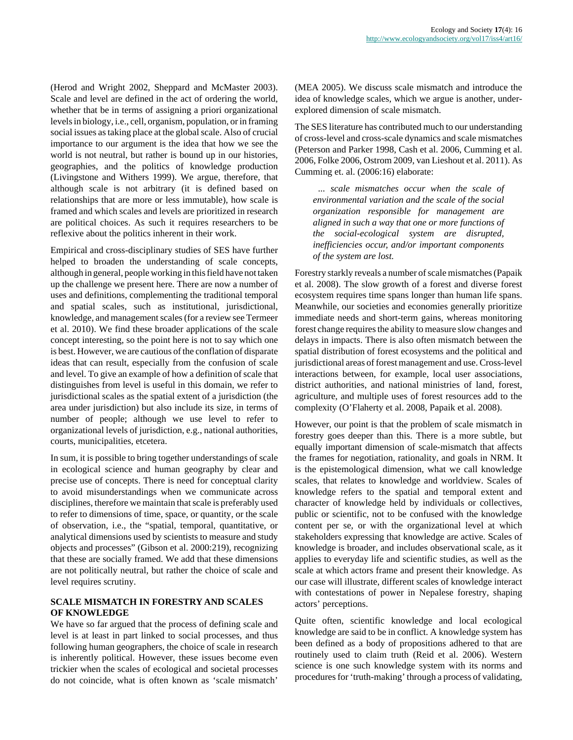(Herod and Wright 2002, Sheppard and McMaster 2003). Scale and level are defined in the act of ordering the world, whether that be in terms of assigning a priori organizational levels in biology, i.e., cell, organism, population, or in framing social issues as taking place at the global scale. Also of crucial importance to our argument is the idea that how we see the world is not neutral, but rather is bound up in our histories, geographies, and the politics of knowledge production (Livingstone and Withers 1999). We argue, therefore, that although scale is not arbitrary (it is defined based on relationships that are more or less immutable), how scale is framed and which scales and levels are prioritized in research are political choices. As such it requires researchers to be reflexive about the politics inherent in their work.

Empirical and cross-disciplinary studies of SES have further helped to broaden the understanding of scale concepts, although in general, people working in this field have not taken up the challenge we present here. There are now a number of uses and definitions, complementing the traditional temporal and spatial scales, such as institutional, jurisdictional, knowledge, and management scales (for a review see Termeer et al. 2010). We find these broader applications of the scale concept interesting, so the point here is not to say which one is best. However, we are cautious of the conflation of disparate ideas that can result, especially from the confusion of scale and level. To give an example of how a definition of scale that distinguishes from level is useful in this domain, we refer to jurisdictional scales as the spatial extent of a jurisdiction (the area under jurisdiction) but also include its size, in terms of number of people; although we use level to refer to organizational levels of jurisdiction, e.g., national authorities, courts, municipalities, etcetera.

In sum, it is possible to bring together understandings of scale in ecological science and human geography by clear and precise use of concepts. There is need for conceptual clarity to avoid misunderstandings when we communicate across disciplines, therefore we maintain that scale is preferably used to refer to dimensions of time, space, or quantity, or the scale of observation, i.e., the "spatial, temporal, quantitative, or analytical dimensions used by scientists to measure and study objects and processes" (Gibson et al. 2000:219), recognizing that these are socially framed. We add that these dimensions are not politically neutral, but rather the choice of scale and level requires scrutiny.

## SCALE MISMATCH IN FORESTRY AND SCALES OF KNOWLEDGE

We have so far argued that the process of defining scale and level is at least in part linked to social processes, and thus following human geographers, the choice of scale in research is inherently political. However, these issues become even trickier when the scales of ecological and societal processes do not coincide, what is often known as 'scale mismatch' (MEA 2005). We discuss scale mismatch and introduce the idea of knowledge scales, which we argue is another, under-explored dimension of scale mismatch.

The SES literature has contributed much to our understanding of cross-level and cross-scale dynamics and scale mismatches (Peterson and Parker 1998, Cash et al. 2006, Cumming et al. 2006, Folke 2006, Ostrom 2009, van Lieshout et al. 2011). As Cumming et. al. (2006:16) elaborate:

> *... scale mismatches occur when the scale of environmental variation and the scale of the social organization responsible for management are aligned in such a way that one or more functions of the social-ecological system are disrupted, inefficiencies occur, and/or important components of the system are lost.*

Forestry starkly reveals a number of scale mismatches (Papaik et al. 2008). The slow growth of a forest and diverse forest ecosystem requires time spans longer than human life spans. Meanwhile, our societies and economies generally prioritize immediate needs and short-term gains, whereas monitoring forest change requires the ability to measure slow changes and delays in impacts. There is also often mismatch between the spatial distribution of forest ecosystems and the political and jurisdictional areas of forest management and use. Cross-level interactions between, for example, local user associations, district authorities, and national ministries of land, forest, agriculture, and multiple uses of forest resources add to the complexity (O'Flaherty et al. 2008, Papaik et al. 2008).

However, our point is that the problem of scale mismatch in forestry goes deeper than this. There is a more subtle, but equally important dimension of scale-mismatch that affects the frames for negotiation, rationality, and goals in NRM. It is the epistemological dimension, what we call knowledge scales, that relates to knowledge and worldview. Scales of knowledge refers to the spatial and temporal extent and character of knowledge held by individuals or collectives, public or scientific, not to be confused with the knowledge content per se, or with the organizational level at which stakeholders expressing that knowledge are active. Scales of knowledge is broader, and includes observational scale, as it applies to everyday life and scientific studies, as well as the scale at which actors frame and present their knowledge. As our case will illustrate, different scales of knowledge interact with contestations of power in Nepalese forestry, shaping actors' perceptions.

Quite often, scientific knowledge and local ecological knowledge are said to be in conflict. A knowledge system has been defined as a body of propositions adhered to that are routinely used to claim truth (Reid et al. 2006). Western science is one such knowledge system with its norms and procedures for 'truth-making' through a process of validating,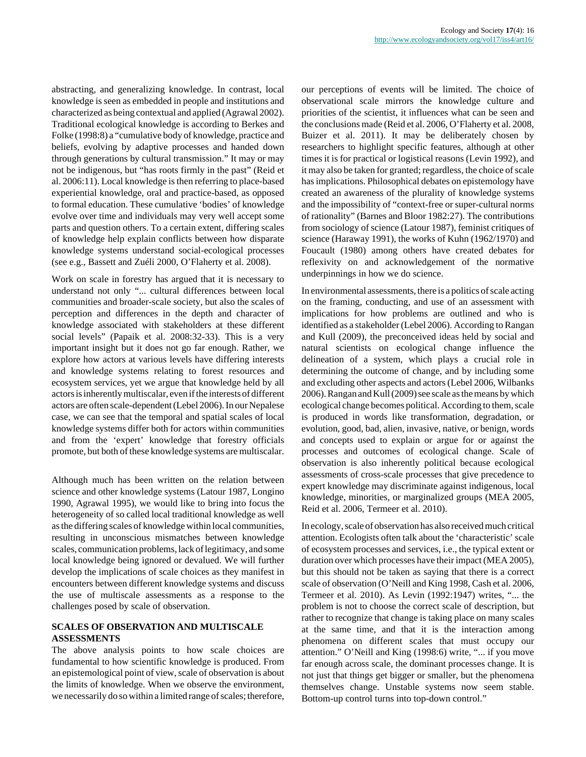abstracting, and generalizing knowledge. In contrast, local knowledge is seen as embedded in people and institutions and characterized as being contextual and applied (Agrawal 2002). Traditional ecological knowledge is according to Berkes and Folke (1998:8) a "cumulative body of knowledge, practice and beliefs, evolving by adaptive processes and handed down through generations by cultural transmission." It may or may not be indigenous, but "has roots firmly in the past" (Reid et al. 2006:11). Local knowledge is then referring to place-based experiential knowledge, oral and practice-based, as opposed to formal education. These cumulative 'bodies' of knowledge evolve over time and individuals may very well accept some parts and question others. To a certain extent, differing scales of knowledge help explain conflicts between how disparate knowledge systems understand social-ecological processes (see e.g., Bassett and Zuéli 2000, O'Flaherty et al. 2008).

Work on scale in forestry has argued that it is necessary to understand not only "... cultural differences between local communities and broader-scale society, but also the scales of perception and differences in the depth and character of knowledge associated with stakeholders at these different social levels" (Papaik et al. 2008:32-33). This is a very important insight but it does not go far enough. Rather, we explore how actors at various levels have differing interests and knowledge systems relating to forest resources and ecosystem services, yet we argue that knowledge held by all actors is inherently multiscalar, even if the interests of different actors are often scale-dependent (Lebel 2006). In our Nepalese case, we can see that the temporal and spatial scales of local knowledge systems differ both for actors within communities and from the 'expert' knowledge that forestry officials promote, but both of these knowledge systems are multiscalar.

Although much has been written on the relation between science and other knowledge systems (Latour 1987, Longino 1990, Agrawal 1995), we would like to bring into focus the heterogeneity of so called local traditional knowledge as well as the differing scales of knowledge within local communities, resulting in unconscious mismatches between knowledge scales, communication problems, lack of legitimacy, and some local knowledge being ignored or devalued. We will further develop the implications of scale choices as they manifest in encounters between different knowledge systems and discuss the use of multiscale assessments as a response to the challenges posed by scale of observation.

## SCALES OF OBSERVATION AND MULTISCALE ASSESSMENTS

The above analysis points to how scale choices are fundamental to how scientific knowledge is produced. From an epistemological point of view, scale of observation is about the limits of knowledge. When we observe the environment, we necessarily do so within a limited range of scales; therefore, our perceptions of events will be limited. The choice of observational scale mirrors the knowledge culture and priorities of the scientist, it influences what can be seen and the conclusions made (Reid et al. 2006, O'Flaherty et al. 2008, Buizer et al. 2011). It may be deliberately chosen by researchers to highlight specific features, although at other times it is for practical or logistical reasons (Levin 1992), and it may also be taken for granted; regardless, the choice of scale has implications. Philosophical debates on epistemology have created an awareness of the plurality of knowledge systems and the impossibility of "context-free or super-cultural norms of rationality" (Barnes and Bloor 1982:27). The contributions from sociology of science (Latour 1987), feminist critiques of science (Haraway 1991), the works of Kuhn (1962/1970) and Foucault (1980) among others have created debates for reflexivity on and acknowledgement of the normative underpinnings in how we do science.

In environmental assessments, there is a politics of scale acting on the framing, conducting, and use of an assessment with implications for how problems are outlined and who is identified as a stakeholder (Lebel 2006). According to Rangan and Kull (2009), the preconceived ideas held by social and natural scientists on ecological change influence the delineation of a system, which plays a crucial role in determining the outcome of change, and by including some and excluding other aspects and actors (Lebel 2006, Wilbanks 2006). Rangan and Kull (2009) see scale as the means by which ecological change becomes political. According to them, scale is produced in words like transformation, degradation, or evolution, good, bad, alien, invasive, native, or benign, words and concepts used to explain or argue for or against the processes and outcomes of ecological change. Scale of observation is also inherently political because ecological assessments of cross-scale processes that give precedence to expert knowledge may discriminate against indigenous, local knowledge, minorities, or marginalized groups (MEA 2005, Reid et al. 2006, Termeer et al. 2010).

In ecology, scale of observation has also received much critical attention. Ecologists often talk about the 'characteristic' scale of ecosystem processes and services, i.e., the typical extent or duration over which processes have their impact (MEA 2005), but this should not be taken as saying that there is a correct scale of observation (O'Neill and King 1998, Cash et al. 2006, Termeer et al. 2010). As Levin (1992:1947) writes, "... the problem is not to choose the correct scale of description, but rather to recognize that change is taking place on many scales at the same time, and that it is the interaction among phenomena on different scales that must occupy our attention." O'Neill and King (1998:6) write, "... if you move far enough across scale, the dominant processes change. It is not just that things get bigger or smaller, but the phenomena themselves change. Unstable systems now seem stable. Bottom-up control turns into top-down control."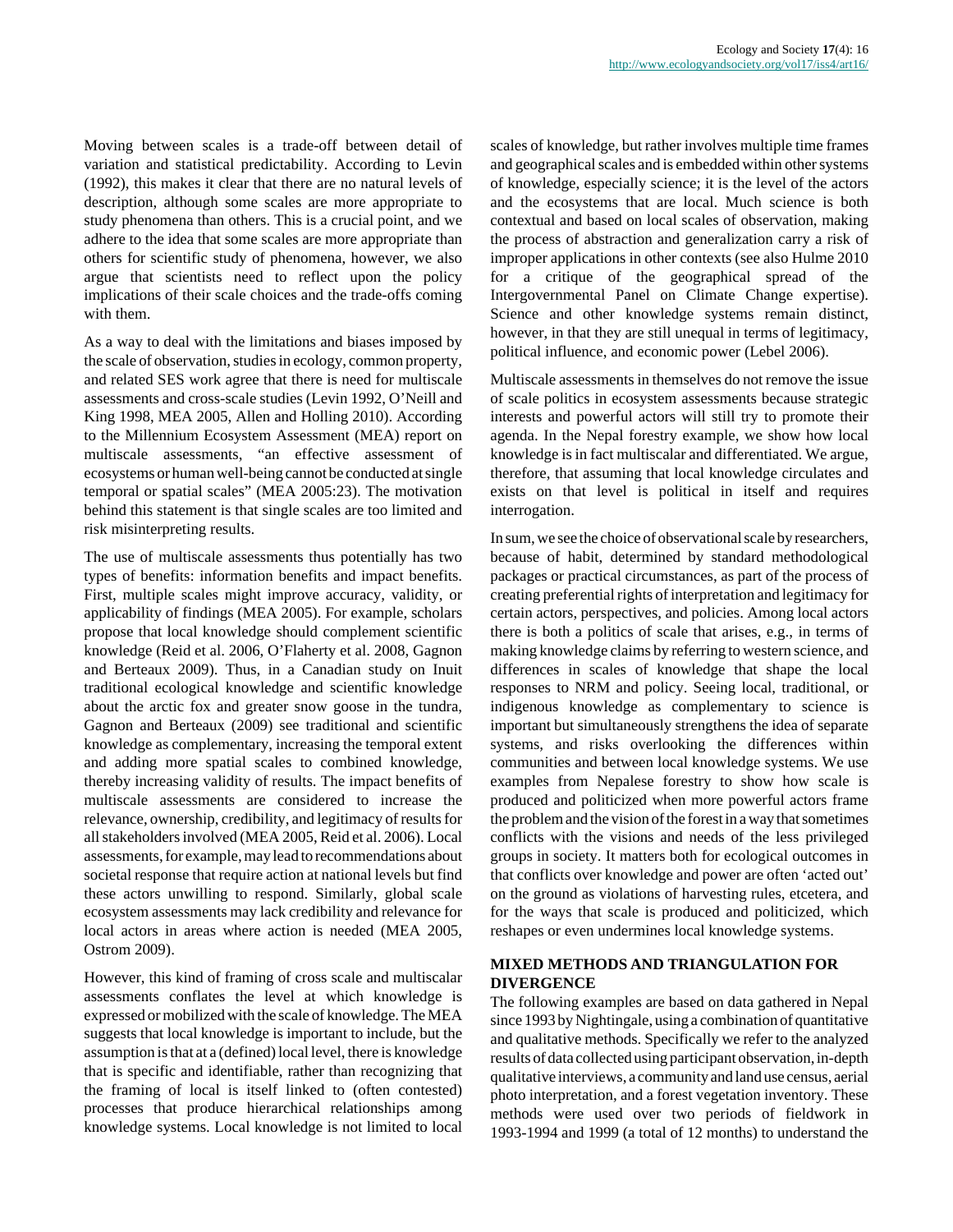Moving between scales is a trade-off between detail of variation and statistical predictability. According to Levin (1992), this makes it clear that there are no natural levels of description, although some scales are more appropriate to study phenomena than others. This is a crucial point, and we adhere to the idea that some scales are more appropriate than others for scientific study of phenomena, however, we also argue that scientists need to reflect upon the policy implications of their scale choices and the trade-offs coming with them.

As a way to deal with the limitations and biases imposed by the scale of observation, studies in ecology, common property, and related SES work agree that there is need for multiscale assessments and cross-scale studies (Levin 1992, O'Neill and King 1998, MEA 2005, Allen and Holling 2010). According to the Millennium Ecosystem Assessment (MEA) report on multiscale assessments, "an effective assessment of ecosystems or human well-being cannot be conducted at single temporal or spatial scales" (MEA 2005:23). The motivation behind this statement is that single scales are too limited and risk misinterpreting results.

The use of multiscale assessments thus potentially has two types of benefits: information benefits and impact benefits. First, multiple scales might improve accuracy, validity, or applicability of findings (MEA 2005). For example, scholars propose that local knowledge should complement scientific knowledge (Reid et al. 2006, O'Flaherty et al. 2008, Gagnon and Berteaux 2009). Thus, in a Canadian study on Inuit traditional ecological knowledge and scientific knowledge about the arctic fox and greater snow goose in the tundra, Gagnon and Berteaux (2009) see traditional and scientific knowledge as complementary, increasing the temporal extent and adding more spatial scales to combined knowledge, thereby increasing validity of results. The impact benefits of multiscale assessments are considered to increase the relevance, ownership, credibility, and legitimacy of results for all stakeholders involved (MEA 2005, Reid et al. 2006). Local assessments, for example, may lead to recommendations about societal response that require action at national levels but find these actors unwilling to respond. Similarly, global scale ecosystem assessments may lack credibility and relevance for local actors in areas where action is needed (MEA 2005, Ostrom 2009).

However, this kind of framing of cross scale and multiscalar assessments conflates the level at which knowledge is expressed or mobilized with the scale of knowledge. The MEA suggests that local knowledge is important to include, but the assumption is that at a (defined) local level, there is knowledge that is specific and identifiable, rather than recognizing that the framing of local is itself linked to (often contested) processes that produce hierarchical relationships among knowledge systems. Local knowledge is not limited to local scales of knowledge, but rather involves multiple time frames and geographical scales and is embedded within other systems of knowledge, especially science; it is the level of the actors and the ecosystems that are local. Much science is both contextual and based on local scales of observation, making the process of abstraction and generalization carry a risk of improper applications in other contexts (see also Hulme 2010 for a critique of the geographical spread of the Intergovernmental Panel on Climate Change expertise). Science and other knowledge systems remain distinct, however, in that they are still unequal in terms of legitimacy, political influence, and economic power (Lebel 2006).

Multiscale assessments in themselves do not remove the issue of scale politics in ecosystem assessments because strategic interests and powerful actors will still try to promote their agenda. In the Nepal forestry example, we show how local knowledge is in fact multiscalar and differentiated. We argue, therefore, that assuming that local knowledge circulates and exists on that level is political in itself and requires interrogation.

In sum, we see the choice of observational scale by researchers, because of habit, determined by standard methodological packages or practical circumstances, as part of the process of creating preferential rights of interpretation and legitimacy for certain actors, perspectives, and policies. Among local actors there is both a politics of scale that arises, e.g., in terms of making knowledge claims by referring to western science, and differences in scales of knowledge that shape the local responses to NRM and policy. Seeing local, traditional, or indigenous knowledge as complementary to science is important but simultaneously strengthens the idea of separate systems, and risks overlooking the differences within communities and between local knowledge systems. We use examples from Nepalese forestry to show how scale is produced and politicized when more powerful actors frame the problem and the vision of the forest in a way that sometimes conflicts with the visions and needs of the less privileged groups in society. It matters both for ecological outcomes in that conflicts over knowledge and power are often 'acted out' on the ground as violations of harvesting rules, etcetera, and for the ways that scale is produced and politicized, which reshapes or even undermines local knowledge systems.

## MIXED METHODS AND TRIANGULATION FOR DIVERGENCE

The following examples are based on data gathered in Nepal since 1993 by Nightingale, using a combination of quantitative and qualitative methods. Specifically we refer to the analyzed results of data collected using participant observation, in-depth qualitative interviews, a community and land use census, aerial photo interpretation, and a forest vegetation inventory. These methods were used over two periods of fieldwork in 1993-1994 and 1999 (a total of 12 months) to understand the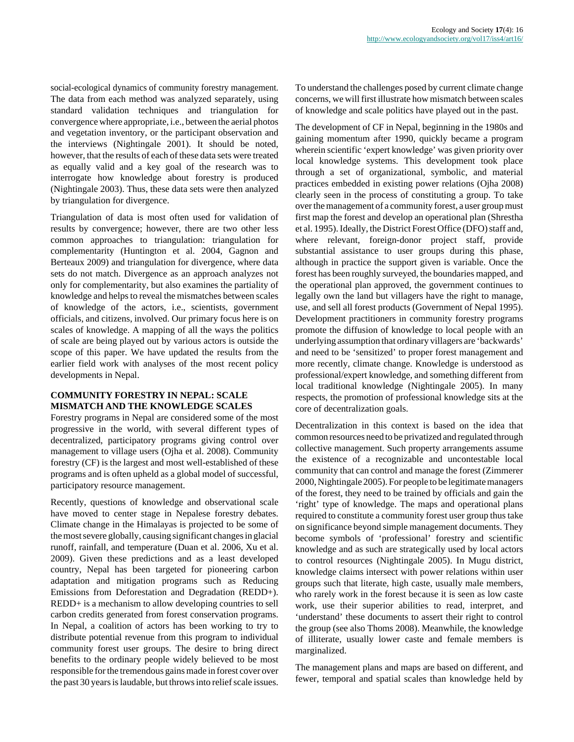social-ecological dynamics of community forestry management. The data from each method was analyzed separately, using standard validation techniques and triangulation for convergence where appropriate, i.e., between the aerial photos and vegetation inventory, or the participant observation and the interviews (Nightingale 2001). It should be noted, however, that the results of each of these data sets were treated as equally valid and a key goal of the research was to interrogate how knowledge about forestry is produced (Nightingale 2003). Thus, these data sets were then analyzed by triangulation for divergence.

Triangulation of data is most often used for validation of results by convergence; however, there are two other less common approaches to triangulation: triangulation for complementarity (Huntington et al. 2004, Gagnon and Berteaux 2009) and triangulation for divergence, where data sets do not match. Divergence as an approach analyzes not only for complementarity, but also examines the partiality of knowledge and helps to reveal the mismatches between scales of knowledge of the actors, i.e., scientists, government officials, and citizens, involved. Our primary focus here is on scales of knowledge. A mapping of all the ways the politics of scale are being played out by various actors is outside the scope of this paper. We have updated the results from the earlier field work with analyses of the most recent policy developments in Nepal.

## COMMUNITY FORESTRY IN NEPAL: SCALE MISMATCH AND THE KNOWLEDGE SCALES

Forestry programs in Nepal are considered some of the most progressive in the world, with several different types of decentralized, participatory programs giving control over management to village users (Ojha et al. 2008). Community forestry (CF) is the largest and most well-established of these programs and is often upheld as a global model of successful, participatory resource management.

Recently, questions of knowledge and observational scale have moved to center stage in Nepalese forestry debates. Climate change in the Himalayas is projected to be some of the most severe globally, causing significant changes in glacial runoff, rainfall, and temperature (Duan et al. 2006, Xu et al. 2009). Given these predictions and as a least developed country, Nepal has been targeted for pioneering carbon adaptation and mitigation programs such as Reducing Emissions from Deforestation and Degradation (REDD+). REDD+ is a mechanism to allow developing countries to sell carbon credits generated from forest conservation programs. In Nepal, a coalition of actors has been working to try to distribute potential revenue from this program to individual community forest user groups. The desire to bring direct benefits to the ordinary people widely believed to be most responsible for the tremendous gains made in forest cover over the past 30 years is laudable, but throws into relief scale issues. To understand the challenges posed by current climate change concerns, we will first illustrate how mismatch between scales of knowledge and scale politics have played out in the past.

The development of CF in Nepal, beginning in the 1980s and gaining momentum after 1990, quickly became a program wherein scientific 'expert knowledge' was given priority over local knowledge systems. This development took place through a set of organizational, symbolic, and material practices embedded in existing power relations (Ojha 2008) clearly seen in the process of constituting a group. To take over the management of a community forest, a user group must first map the forest and develop an operational plan (Shrestha et al. 1995). Ideally, the District Forest Office (DFO) staff and, where relevant, foreign-donor project staff, provide substantial assistance to user groups during this phase, although in practice the support given is variable. Once the forest has been roughly surveyed, the boundaries mapped, and the operational plan approved, the government continues to legally own the land but villagers have the right to manage, use, and sell all forest products (Government of Nepal 1995). Development practitioners in community forestry programs promote the diffusion of knowledge to local people with an underlying assumption that ordinary villagers are 'backwards' and need to be 'sensitized' to proper forest management and more recently, climate change. Knowledge is understood as professional/expert knowledge, and something different from local traditional knowledge (Nightingale 2005). In many respects, the promotion of professional knowledge sits at the core of decentralization goals.

Decentralization in this context is based on the idea that common resources need to be privatized and regulated through collective management. Such property arrangements assume the existence of a recognizable and uncontestable local community that can control and manage the forest (Zimmerer 2000, Nightingale 2005). For people to be legitimate managers of the forest, they need to be trained by officials and gain the 'right' type of knowledge. The maps and operational plans required to constitute a community forest user group thus take on significance beyond simple management documents. They become symbols of 'professional' forestry and scientific knowledge and as such are strategically used by local actors to control resources (Nightingale 2005). In Mugu district, knowledge claims intersect with power relations within user groups such that literate, high caste, usually male members, who rarely work in the forest because it is seen as low caste work, use their superior abilities to read, interpret, and 'understand' these documents to assert their right to control the group (see also Thoms 2008). Meanwhile, the knowledge of illiterate, usually lower caste and female members is marginalized.

The management plans and maps are based on different, and fewer, temporal and spatial scales than knowledge held by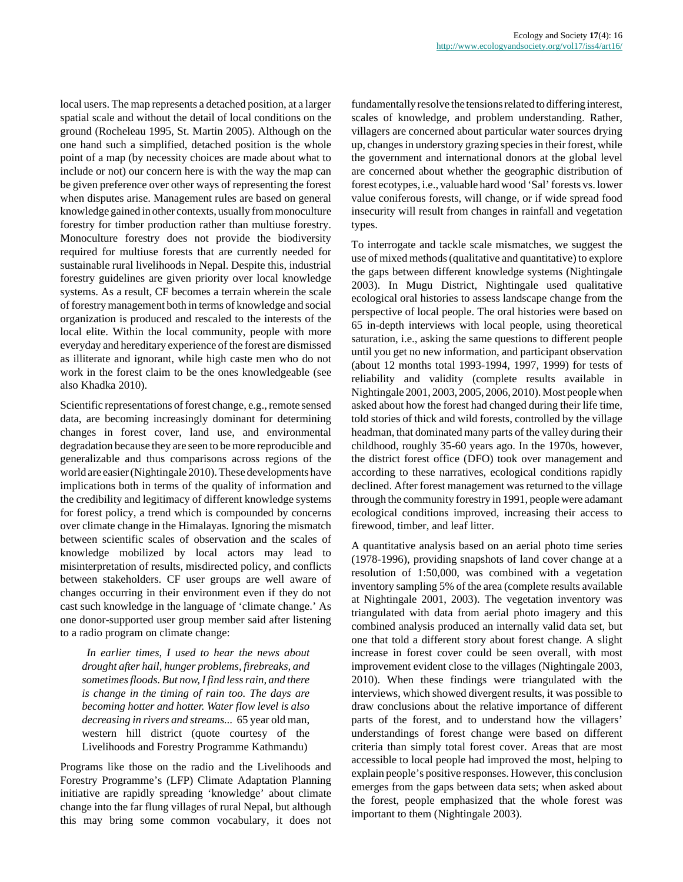local users. The map represents a detached position, at a larger spatial scale and without the detail of local conditions on the ground (Rocheleau 1995, St. Martin 2005). Although on the one hand such a simplified, detached position is the whole point of a map (by necessity choices are made about what to include or not) our concern here is with the way the map can be given preference over other ways of representing the forest when disputes arise. Management rules are based on general knowledge gained in other contexts, usually from monoculture forestry for timber production rather than multiuse forestry. Monoculture forestry does not provide the biodiversity required for multiuse forests that are currently needed for sustainable rural livelihoods in Nepal. Despite this, industrial forestry guidelines are given priority over local knowledge systems. As a result, CF becomes a terrain wherein the scale of forestry management both in terms of knowledge and social organization is produced and rescaled to the interests of the local elite. Within the local community, people with more everyday and hereditary experience of the forest are dismissed as illiterate and ignorant, while high caste men who do not work in the forest claim to be the ones knowledgeable (see also Khadka 2010).

Scientific representations of forest change, e.g., remote sensed data, are becoming increasingly dominant for determining changes in forest cover, land use, and environmental degradation because they are seen to be more reproducible and generalizable and thus comparisons across regions of the world are easier (Nightingale 2010). These developments have implications both in terms of the quality of information and the credibility and legitimacy of different knowledge systems for forest policy, a trend which is compounded by concerns over climate change in the Himalayas. Ignoring the mismatch between scientific scales of observation and the scales of knowledge mobilized by local actors may lead to misinterpretation of results, misdirected policy, and conflicts between stakeholders. CF user groups are well aware of changes occurring in their environment even if they do not cast such knowledge in the language of 'climate change.' As one donor-supported user group member said after listening to a radio program on climate change:

> *In earlier times, I used to hear the news about drought after hail, hunger problems, firebreaks, and sometimes floods. But now, I find less rain, and there is change in the timing of rain too. The days are becoming hotter and hotter. Water flow level is also decreasing in rivers and streams...* 65 year old man, western hill district (quote courtesy of the Livelihoods and Forestry Programme Kathmandu)

Programs like those on the radio and the Livelihoods and Forestry Programme's (LFP) Climate Adaptation Planning initiative are rapidly spreading 'knowledge' about climate change into the far flung villages of rural Nepal, but although this may bring some common vocabulary, it does not fundamentally resolve the tensions related to differing interest, scales of knowledge, and problem understanding. Rather, villagers are concerned about particular water sources drying up, changes in understory grazing species in their forest, while the government and international donors at the global level are concerned about whether the geographic distribution of forest ecotypes, i.e., valuable hard wood 'Sal' forests vs. lower value coniferous forests, will change, or if wide spread food insecurity will result from changes in rainfall and vegetation types.

To interrogate and tackle scale mismatches, we suggest the use of mixed methods (qualitative and quantitative) to explore the gaps between different knowledge systems (Nightingale 2003). In Mugu District, Nightingale used qualitative ecological oral histories to assess landscape change from the perspective of local people. The oral histories were based on 65 in-depth interviews with local people, using theoretical saturation, i.e., asking the same questions to different people until you get no new information, and participant observation (about 12 months total 1993-1994, 1997, 1999) for tests of reliability and validity (complete results available in Nightingale 2001, 2003, 2005, 2006, 2010). Most people when asked about how the forest had changed during their life time, told stories of thick and wild forests, controlled by the village headman, that dominated many parts of the valley during their childhood, roughly 35-60 years ago. In the 1970s, however, the district forest office (DFO) took over management and according to these narratives, ecological conditions rapidly declined. After forest management was returned to the village through the community forestry in 1991, people were adamant ecological conditions improved, increasing their access to firewood, timber, and leaf litter.

A quantitative analysis based on an aerial photo time series (1978-1996), providing snapshots of land cover change at a resolution of 1:50,000, was combined with a vegetation inventory sampling 5% of the area (complete results available at Nightingale 2001, 2003). The vegetation inventory was triangulated with data from aerial photo imagery and this combined analysis produced an internally valid data set, but one that told a different story about forest change. A slight increase in forest cover could be seen overall, with most improvement evident close to the villages (Nightingale 2003, 2010). When these findings were triangulated with the interviews, which showed divergent results, it was possible to draw conclusions about the relative importance of different parts of the forest, and to understand how the villagers' understandings of forest change were based on different criteria than simply total forest cover. Areas that are most accessible to local people had improved the most, helping to explain people's positive responses. However, this conclusion emerges from the gaps between data sets; when asked about the forest, people emphasized that the whole forest was important to them (Nightingale 2003).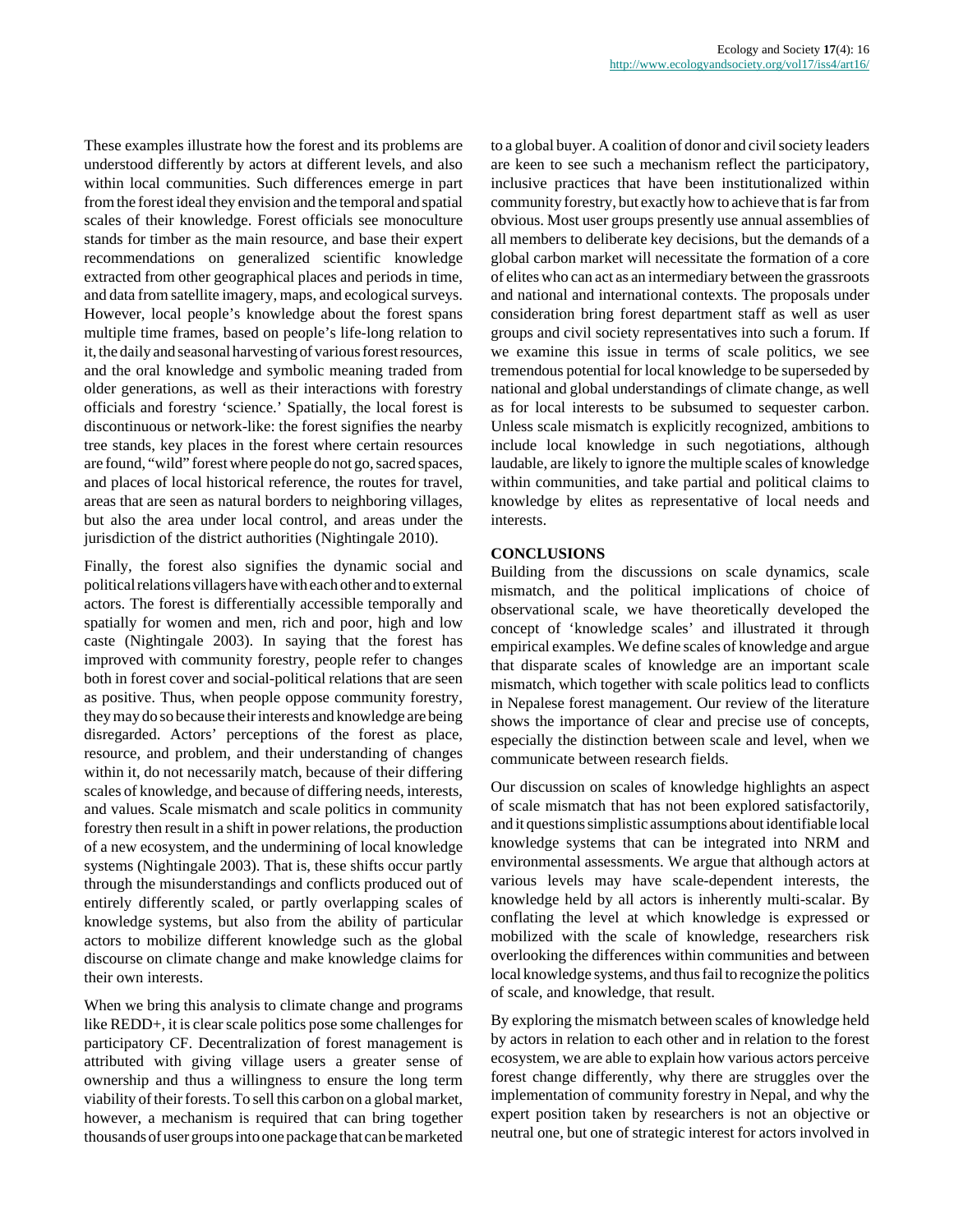These examples illustrate how the forest and its problems are understood differently by actors at different levels, and also within local communities. Such differences emerge in part from the forest ideal they envision and the temporal and spatial scales of their knowledge. Forest officials see monoculture stands for timber as the main resource, and base their expert recommendations on generalized scientific knowledge extracted from other geographical places and periods in time, and data from satellite imagery, maps, and ecological surveys. However, local people's knowledge about the forest spans multiple time frames, based on people's life-long relation to it, the daily and seasonal harvesting of various forest resources, and the oral knowledge and symbolic meaning traded from older generations, as well as their interactions with forestry officials and forestry 'science.' Spatially, the local forest is discontinuous or network-like: the forest signifies the nearby tree stands, key places in the forest where certain resources are found, "wild" forest where people do not go, sacred spaces, and places of local historical reference, the routes for travel, areas that are seen as natural borders to neighboring villages, but also the area under local control, and areas under the jurisdiction of the district authorities (Nightingale 2010).

Finally, the forest also signifies the dynamic social and political relations villagers have with each other and to external actors. The forest is differentially accessible temporally and spatially for women and men, rich and poor, high and low caste (Nightingale 2003). In saying that the forest has improved with community forestry, people refer to changes both in forest cover and social-political relations that are seen as positive. Thus, when people oppose community forestry, they may do so because their interests and knowledge are being disregarded. Actors' perceptions of the forest as place, resource, and problem, and their understanding of changes within it, do not necessarily match, because of their differing scales of knowledge, and because of differing needs, interests, and values. Scale mismatch and scale politics in community forestry then result in a shift in power relations, the production of a new ecosystem, and the undermining of local knowledge systems (Nightingale 2003). That is, these shifts occur partly through the misunderstandings and conflicts produced out of entirely differently scaled, or partly overlapping scales of knowledge systems, but also from the ability of particular actors to mobilize different knowledge such as the global discourse on climate change and make knowledge claims for their own interests.

When we bring this analysis to climate change and programs like REDD+, it is clear scale politics pose some challenges for participatory CF. Decentralization of forest management is attributed with giving village users a greater sense of ownership and thus a willingness to ensure the long term viability of their forests. To sell this carbon on a global market, however, a mechanism is required that can bring together thousands of user groups into one package that can be marketed to a global buyer. A coalition of donor and civil society leaders are keen to see such a mechanism reflect the participatory, inclusive practices that have been institutionalized within community forestry, but exactly how to achieve that is far from obvious. Most user groups presently use annual assemblies of all members to deliberate key decisions, but the demands of a global carbon market will necessitate the formation of a core of elites who can act as an intermediary between the grassroots and national and international contexts. The proposals under consideration bring forest department staff as well as user groups and civil society representatives into such a forum. If we examine this issue in terms of scale politics, we see tremendous potential for local knowledge to be superseded by national and global understandings of climate change, as well as for local interests to be subsumed to sequester carbon. Unless scale mismatch is explicitly recognized, ambitions to include local knowledge in such negotiations, although laudable, are likely to ignore the multiple scales of knowledge within communities, and take partial and political claims to knowledge by elites as representative of local needs and interests.

## CONCLUSIONS

Building from the discussions on scale dynamics, scale mismatch, and the political implications of choice of observational scale, we have theoretically developed the concept of 'knowledge scales' and illustrated it through empirical examples. We define scales of knowledge and argue that disparate scales of knowledge are an important scale mismatch, which together with scale politics lead to conflicts in Nepalese forest management. Our review of the literature shows the importance of clear and precise use of concepts, especially the distinction between scale and level, when we communicate between research fields.

Our discussion on scales of knowledge highlights an aspect of scale mismatch that has not been explored satisfactorily, and it questions simplistic assumptions about identifiable local knowledge systems that can be integrated into NRM and environmental assessments. We argue that although actors at various levels may have scale-dependent interests, the knowledge held by all actors is inherently multi-scalar. By conflating the level at which knowledge is expressed or mobilized with the scale of knowledge, researchers risk overlooking the differences within communities and between local knowledge systems, and thus fail to recognize the politics of scale, and knowledge, that result.

By exploring the mismatch between scales of knowledge held by actors in relation to each other and in relation to the forest ecosystem, we are able to explain how various actors perceive forest change differently, why there are struggles over the implementation of community forestry in Nepal, and why the expert position taken by researchers is not an objective or neutral one, but one of strategic interest for actors involved in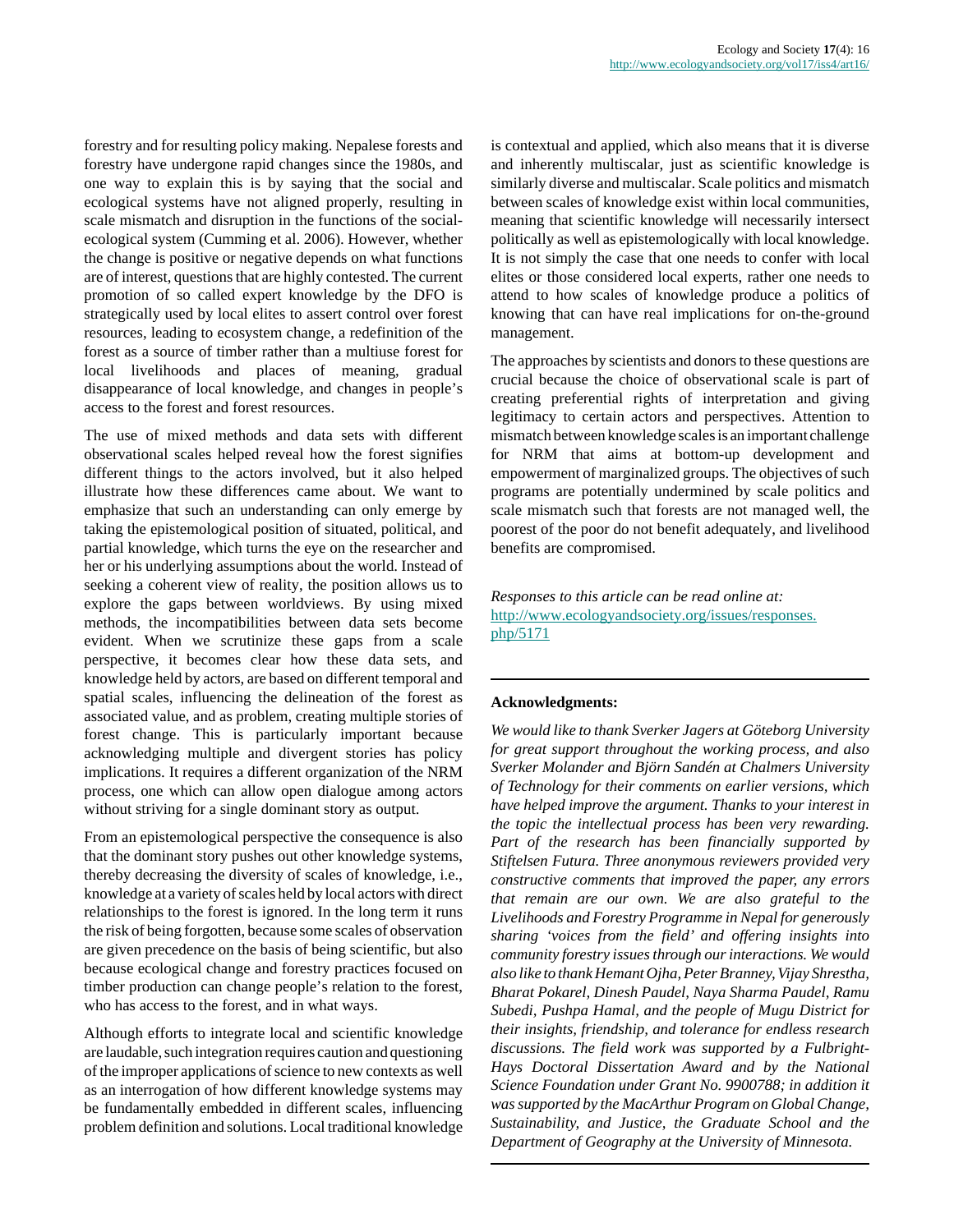forestry and for resulting policy making. Nepalese forests and forestry have undergone rapid changes since the 1980s, and one way to explain this is by saying that the social and ecological systems have not aligned properly, resulting in scale mismatch and disruption in the functions of the social-ecological system (Cumming et al. 2006). However, whether the change is positive or negative depends on what functions are of interest, questions that are highly contested. The current promotion of so called expert knowledge by the DFO is strategically used by local elites to assert control over forest resources, leading to ecosystem change, a redefinition of the forest as a source of timber rather than a multiuse forest for local livelihoods and places of meaning, gradual disappearance of local knowledge, and changes in people's access to the forest and forest resources.

The use of mixed methods and data sets with different observational scales helped reveal how the forest signifies different things to the actors involved, but it also helped illustrate how these differences came about. We want to emphasize that such an understanding can only emerge by taking the epistemological position of situated, political, and partial knowledge, which turns the eye on the researcher and her or his underlying assumptions about the world. Instead of seeking a coherent view of reality, the position allows us to explore the gaps between worldviews. By using mixed methods, the incompatibilities between data sets become evident. When we scrutinize these gaps from a scale perspective, it becomes clear how these data sets, and knowledge held by actors, are based on different temporal and spatial scales, influencing the delineation of the forest as associated value, and as problem, creating multiple stories of forest change. This is particularly important because acknowledging multiple and divergent stories has policy implications. It requires a different organization of the NRM process, one which can allow open dialogue among actors without striving for a single dominant story as output.

From an epistemological perspective the consequence is also that the dominant story pushes out other knowledge systems, thereby decreasing the diversity of scales of knowledge, i.e., knowledge at a variety of scales held by local actors with direct relationships to the forest is ignored. In the long term it runs the risk of being forgotten, because some scales of observation are given precedence on the basis of being scientific, but also because ecological change and forestry practices focused on timber production can change people's relation to the forest, who has access to the forest, and in what ways.

Although efforts to integrate local and scientific knowledge are laudable, such integration requires caution and questioning of the improper applications of science to new contexts as well as an interrogation of how different knowledge systems may be fundamentally embedded in different scales, influencing problem definition and solutions. Local traditional knowledge is contextual and applied, which also means that it is diverse and inherently multiscalar, just as scientific knowledge is similarly diverse and multiscalar. Scale politics and mismatch between scales of knowledge exist within local communities, meaning that scientific knowledge will necessarily intersect politically as well as epistemologically with local knowledge. It is not simply the case that one needs to confer with local elites or those considered local experts, rather one needs to attend to how scales of knowledge produce a politics of knowing that can have real implications for on-the-ground management.

The approaches by scientists and donors to these questions are crucial because the choice of observational scale is part of creating preferential rights of interpretation and giving legitimacy to certain actors and perspectives. Attention to mismatch between knowledge scales is an important challenge for NRM that aims at bottom-up development and empowerment of marginalized groups. The objectives of such programs are potentially undermined by scale politics and scale mismatch such that forests are not managed well, the poorest of the poor do not benefit adequately, and livelihood benefits are compromised.

*Responses to this article can be read online at:* http://www.ecologyandsociety.org/issues/responses.php/5171

---

**Acknowledgments:**

*We would like to thank Sverker Jagers at Göteborg University for great support throughout the working process, and also Sverker Molander and Björn Sandén at Chalmers University of Technology for their comments on earlier versions, which have helped improve the argument. Thanks to your interest in the topic the intellectual process has been very rewarding. Part of the research has been financially supported by Stiftelsen Futura. Three anonymous reviewers provided very constructive comments that improved the paper, any errors that remain are our own. We are also grateful to the Livelihoods and Forestry Programme in Nepal for generously sharing 'voices from the field' and offering insights into community forestry issues through our interactions. We would also like to thank Hemant Ojha, Peter Branney, Vijay Shrestha, Bharat Pokarel, Dinesh Paudel, Naya Sharma Paudel, Ramu Subedi, Pushpa Hamal, and the people of Mugu District for their insights, friendship, and tolerance for endless research discussions. The field work was supported by a Fulbright-Hays Doctoral Dissertation Award and by the National Science Foundation under Grant No. 9900788; in addition it was supported by the MacArthur Program on Global Change, Sustainability, and Justice, the Graduate School and the Department of Geography at the University of Minnesota.*

---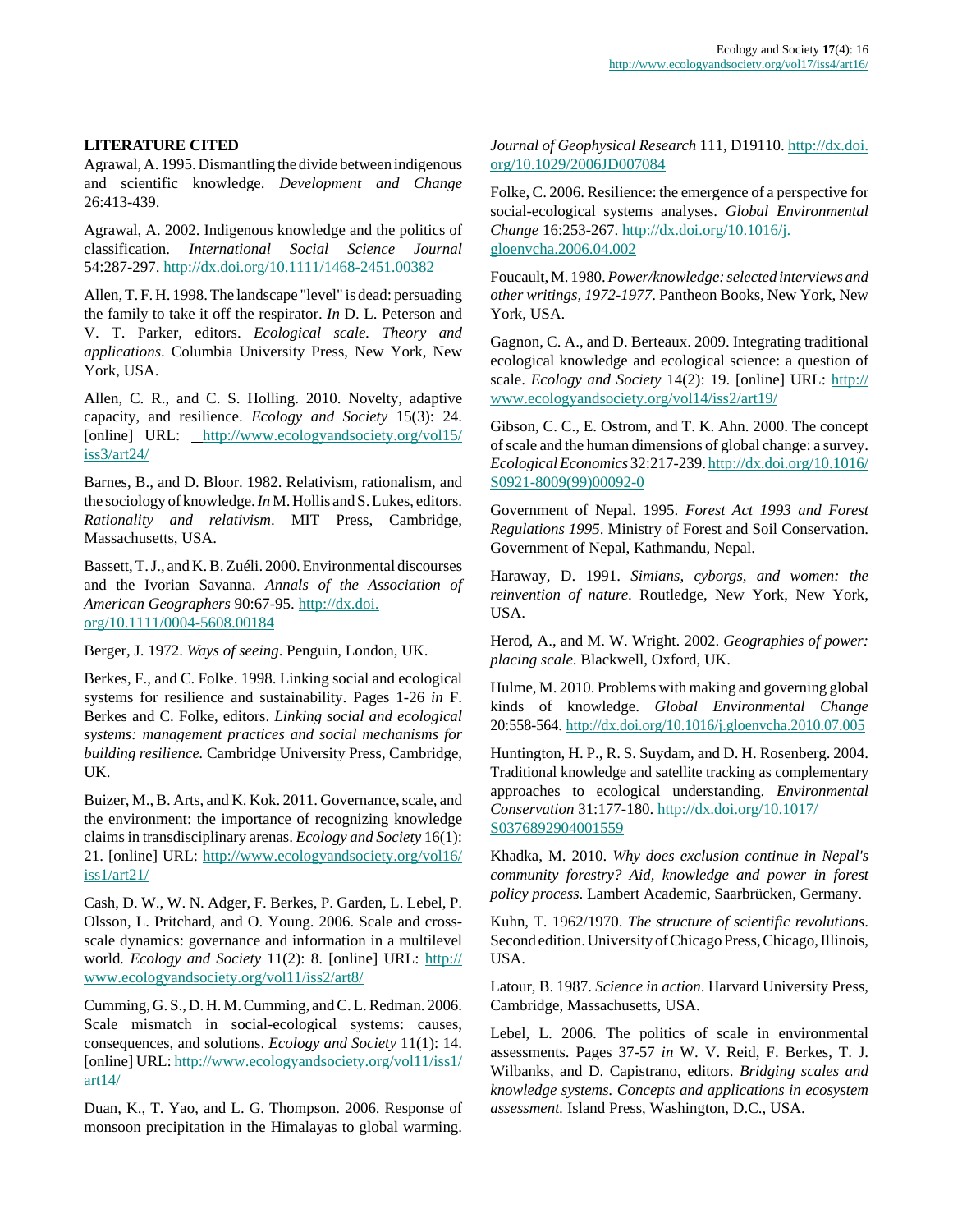**LITERATURE CITED**

Agrawal, A. 1995. Dismantling the divide between indigenous and scientific knowledge. *Development and Change* 26:413-439.

Agrawal, A. 2002. Indigenous knowledge and the politics of classification. *International Social Science Journal* 54:287-297. http://dx.doi.org/10.1111/1468-2451.00382

Allen, T. F. H. 1998. The landscape "level" is dead: persuading the family to take it off the respirator. *In* D. L. Peterson and V. T. Parker, editors. *Ecological scale. Theory and applications*. Columbia University Press, New York, New York, USA.

Allen, C. R., and C. S. Holling. 2010. Novelty, adaptive capacity, and resilience. *Ecology and Society* 15(3): 24. [online] URL: http://www.ecologyandsociety.org/vol15/iss3/art24/

Barnes, B., and D. Bloor. 1982. Relativism, rationalism, and the sociology of knowledge. *In* M. Hollis and S. Lukes, editors. *Rationality and relativism*. MIT Press, Cambridge, Massachusetts, USA.

Bassett, T. J., and K. B. Zuéli. 2000. Environmental discourses and the Ivorian Savanna. *Annals of the Association of American Geographers* 90:67-95. http://dx.doi.org/10.1111/0004-5608.00184

Berger, J. 1972. *Ways of seeing*. Penguin, London, UK.

Berkes, F., and C. Folke. 1998. Linking social and ecological systems for resilience and sustainability. Pages 1-26 *in* F. Berkes and C. Folke, editors. *Linking social and ecological systems: management practices and social mechanisms for building resilience.* Cambridge University Press, Cambridge, UK.

Buizer, M., B. Arts, and K. Kok. 2011. Governance, scale, and the environment: the importance of recognizing knowledge claims in transdisciplinary arenas. *Ecology and Society* 16(1): 21. [online] URL: http://www.ecologyandsociety.org/vol16/iss1/art21/

Cash, D. W., W. N. Adger, F. Berkes, P. Garden, L. Lebel, P. Olsson, L. Pritchard, and O. Young. 2006. Scale and cross-scale dynamics: governance and information in a multilevel world. *Ecology and Society* 11(2): 8. [online] URL: http://www.ecologyandsociety.org/vol11/iss2/art8/

Cumming, G. S., D. H. M. Cumming, and C. L. Redman. 2006. Scale mismatch in social-ecological systems: causes, consequences, and solutions. *Ecology and Society* 11(1): 14. [online] URL: http://www.ecologyandsociety.org/vol11/iss1/art14/

Duan, K., T. Yao, and L. G. Thompson. 2006. Response of monsoon precipitation in the Himalayas to global warming. *Journal of Geophysical Research* 111, D19110. http://dx.doi.org/10.1029/2006JD007084

Folke, C. 2006. Resilience: the emergence of a perspective for social-ecological systems analyses. *Global Environmental Change* 16:253-267. http://dx.doi.org/10.1016/j.gloenvcha.2006.04.002

Foucault, M. 1980. *Power/knowledge: selected interviews and other writings, 1972-1977*. Pantheon Books, New York, New York, USA.

Gagnon, C. A., and D. Berteaux. 2009. Integrating traditional ecological knowledge and ecological science: a question of scale. *Ecology and Society* 14(2): 19. [online] URL: http://www.ecologyandsociety.org/vol14/iss2/art19/

Gibson, C. C., E. Ostrom, and T. K. Ahn. 2000. The concept of scale and the human dimensions of global change: a survey. *Ecological Economics* 32:217-239. http://dx.doi.org/10.1016/S0921-8009(99)00092-0

Government of Nepal. 1995. *Forest Act 1993 and Forest Regulations 1995*. Ministry of Forest and Soil Conservation. Government of Nepal, Kathmandu, Nepal.

Haraway, D. 1991. *Simians, cyborgs, and women: the reinvention of nature*. Routledge, New York, New York, USA.

Herod, A., and M. W. Wright. 2002. *Geographies of power: placing scale*. Blackwell, Oxford, UK.

Hulme, M. 2010. Problems with making and governing global kinds of knowledge. *Global Environmental Change* 20:558-564. http://dx.doi.org/10.1016/j.gloenvcha.2010.07.005

Huntington, H. P., R. S. Suydam, and D. H. Rosenberg. 2004. Traditional knowledge and satellite tracking as complementary approaches to ecological understanding. *Environmental Conservation* 31:177-180. http://dx.doi.org/10.1017/S0376892904001559

Khadka, M. 2010. *Why does exclusion continue in Nepal's community forestry? Aid, knowledge and power in forest policy process*. Lambert Academic, Saarbrücken, Germany.

Kuhn, T. 1962/1970. *The structure of scientific revolutions*. Second edition. University of Chicago Press, Chicago, Illinois, USA.

Latour, B. 1987. *Science in action*. Harvard University Press, Cambridge, Massachusetts, USA.

Lebel, L. 2006. The politics of scale in environmental assessments. Pages 37-57 *in* W. V. Reid, F. Berkes, T. J. Wilbanks, and D. Capistrano, editors. *Bridging scales and knowledge systems. Concepts and applications in ecosystem assessment.* Island Press, Washington, D.C., USA.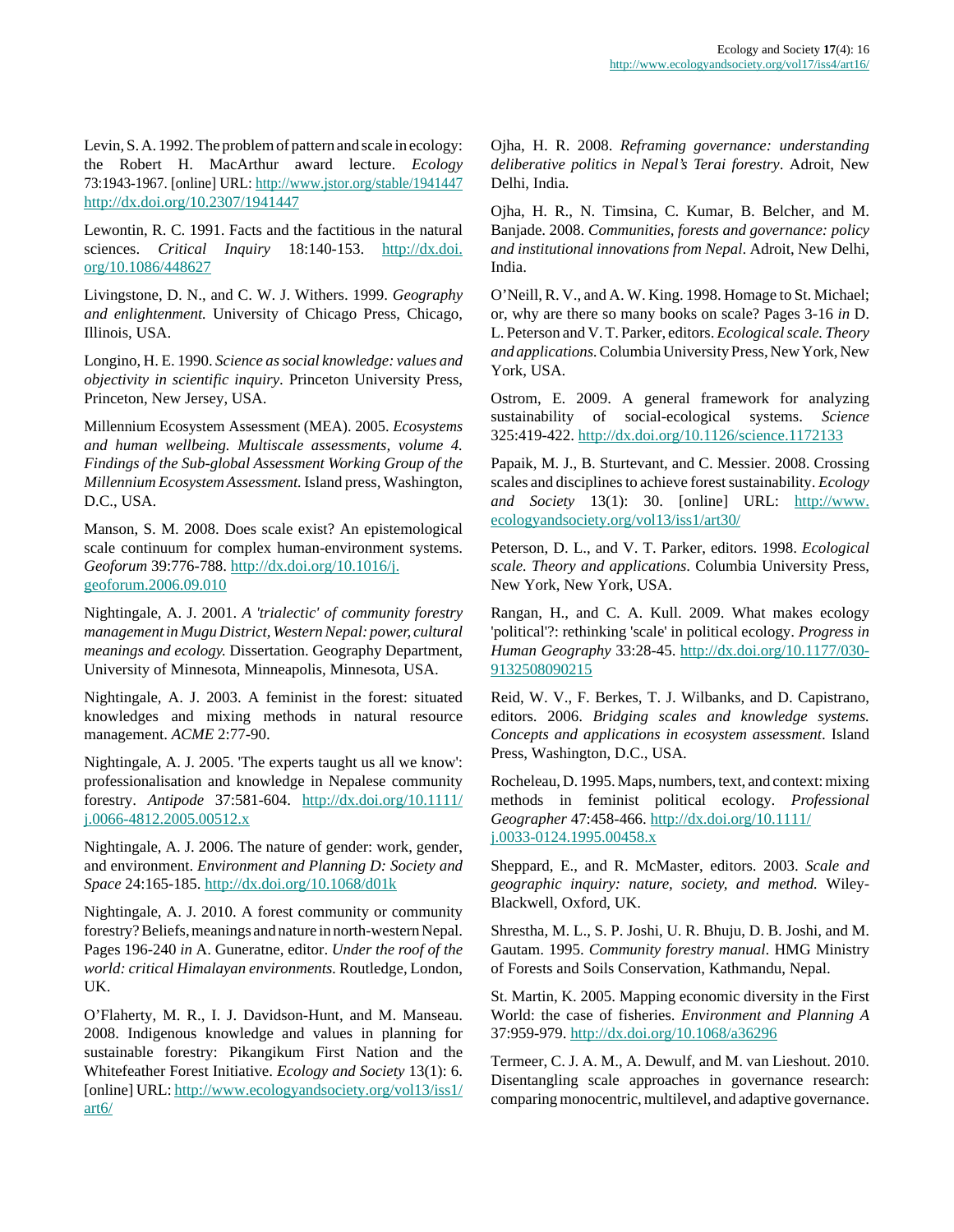Levin, S. A. 1992. The problem of pattern and scale in ecology: the Robert H. MacArthur award lecture. *Ecology* 73:1943-1967. [online] URL: http://www.jstor.org/stable/1941447 http://dx.doi.org/10.2307/1941447

Lewontin, R. C. 1991. Facts and the factitious in the natural sciences. *Critical Inquiry* 18:140-153. http://dx.doi.org/10.1086/448627

Livingstone, D. N., and C. W. J. Withers. 1999. *Geography and enlightenment.* University of Chicago Press, Chicago, Illinois, USA.

Longino, H. E. 1990. *Science as social knowledge: values and objectivity in scientific inquiry*. Princeton University Press, Princeton, New Jersey, USA.

Millennium Ecosystem Assessment (MEA). 2005. *Ecosystems and human wellbeing. Multiscale assessments, volume 4. Findings of the Sub-global Assessment Working Group of the Millennium Ecosystem Assessment.* Island press, Washington, D.C., USA.

Manson, S. M. 2008. Does scale exist? An epistemological scale continuum for complex human-environment systems. *Geoforum* 39:776-788. http://dx.doi.org/10.1016/j.geoforum.2006.09.010

Nightingale, A. J. 2001. *A 'trialectic' of community forestry management in Mugu District, Western Nepal: power, cultural meanings and ecology.* Dissertation. Geography Department, University of Minnesota, Minneapolis, Minnesota, USA.

Nightingale, A. J. 2003. A feminist in the forest: situated knowledges and mixing methods in natural resource management. *ACME* 2:77-90.

Nightingale, A. J. 2005. 'The experts taught us all we know': professionalisation and knowledge in Nepalese community forestry. *Antipode* 37:581-604. http://dx.doi.org/10.1111/j.0066-4812.2005.00512.x

Nightingale, A. J. 2006. The nature of gender: work, gender, and environment. *Environment and Planning D: Society and Space* 24:165-185. http://dx.doi.org/10.1068/d01k

Nightingale, A. J. 2010. A forest community or community forestry? Beliefs, meanings and nature in north-western Nepal. Pages 196-240 *in* A. Guneratne, editor. *Under the roof of the world: critical Himalayan environments.* Routledge, London, UK.

O'Flaherty, M. R., I. J. Davidson-Hunt, and M. Manseau. 2008. Indigenous knowledge and values in planning for sustainable forestry: Pikangikum First Nation and the Whitefeather Forest Initiative. *Ecology and Society* 13(1): 6. [online] URL: http://www.ecologyandsociety.org/vol13/iss1/art6/

Ojha, H. R. 2008. *Reframing governance: understanding deliberative politics in Nepal's Terai forestry*. Adroit, New Delhi, India.

Ojha, H. R., N. Timsina, C. Kumar, B. Belcher, and M. Banjade. 2008. *Communities, forests and governance: policy and institutional innovations from Nepal*. Adroit, New Delhi, India.

O'Neill, R. V., and A. W. King. 1998. Homage to St. Michael; or, why are there so many books on scale? Pages 3-16 *in* D. L. Peterson and V. T. Parker, editors. *Ecological scale. Theory and applications.* Columbia University Press, New York, New York, USA.

Ostrom, E. 2009. A general framework for analyzing sustainability of social-ecological systems. *Science* 325:419-422. http://dx.doi.org/10.1126/science.1172133

Papaik, M. J., B. Sturtevant, and C. Messier. 2008. Crossing scales and disciplines to achieve forest sustainability. *Ecology and Society* 13(1): 30. [online] URL: http://www.ecologyandsociety.org/vol13/iss1/art30/

Peterson, D. L., and V. T. Parker, editors. 1998. *Ecological scale. Theory and applications*. Columbia University Press, New York, New York, USA.

Rangan, H., and C. A. Kull. 2009. What makes ecology 'political'?: rethinking 'scale' in political ecology. *Progress in Human Geography* 33:28-45. http://dx.doi.org/10.1177/0309132508090215

Reid, W. V., F. Berkes, T. J. Wilbanks, and D. Capistrano, editors. 2006. *Bridging scales and knowledge systems. Concepts and applications in ecosystem assessment*. Island Press, Washington, D.C., USA.

Rocheleau, D. 1995. Maps, numbers, text, and context: mixing methods in feminist political ecology. *Professional Geographer* 47:458-466. http://dx.doi.org/10.1111/j.0033-0124.1995.00458.x

Sheppard, E., and R. McMaster, editors. 2003. *Scale and geographic inquiry: nature, society, and method.* Wiley-Blackwell, Oxford, UK.

Shrestha, M. L., S. P. Joshi, U. R. Bhuju, D. B. Joshi, and M. Gautam. 1995. *Community forestry manual*. HMG Ministry of Forests and Soils Conservation, Kathmandu, Nepal.

St. Martin, K. 2005. Mapping economic diversity in the First World: the case of fisheries. *Environment and Planning A* 37:959-979. http://dx.doi.org/10.1068/a36296

Termeer, C. J. A. M., A. Dewulf, and M. van Lieshout. 2010. Disentangling scale approaches in governance research: comparing monocentric, multilevel, and adaptive governance.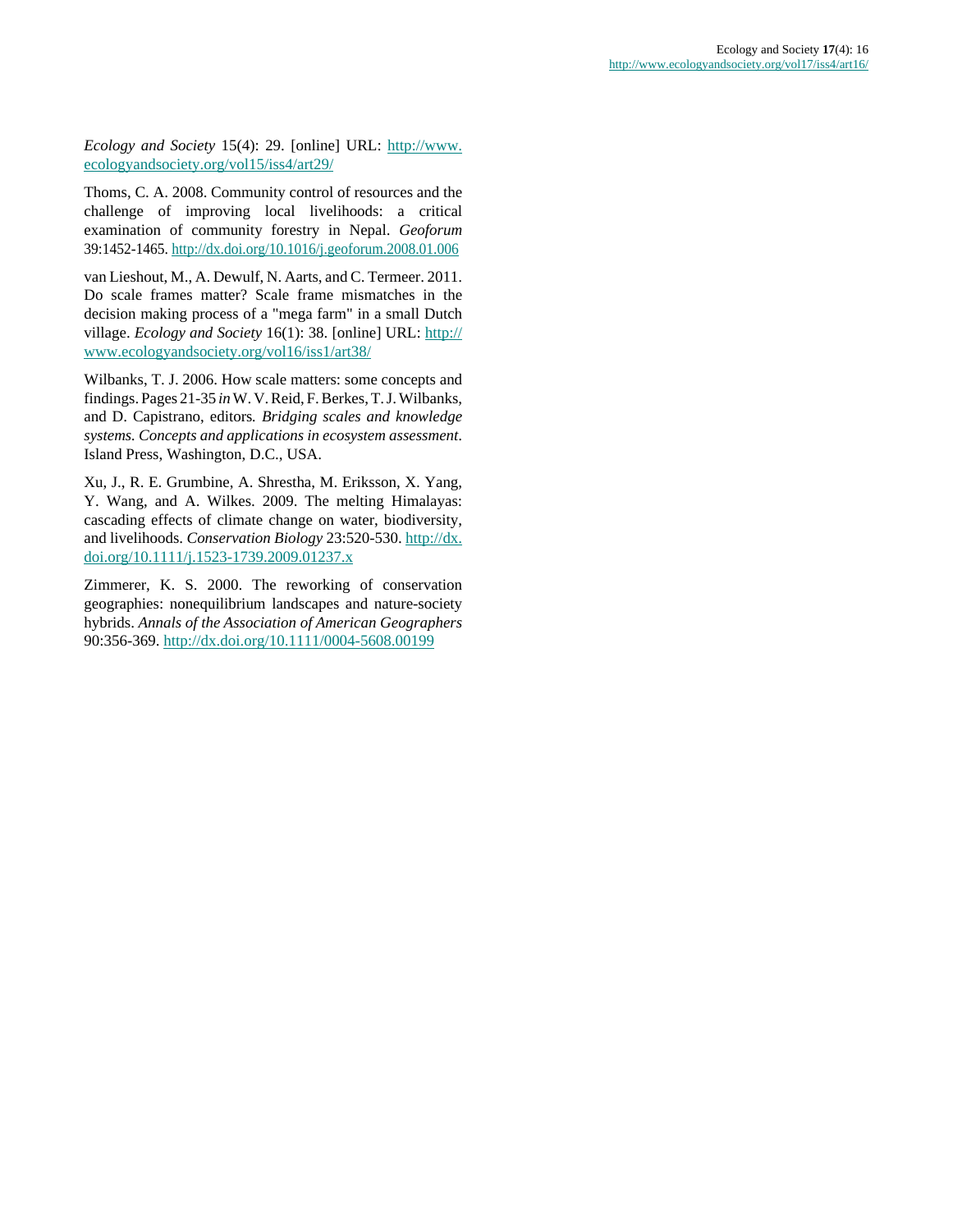*Ecology and Society* 15(4): 29. [online] URL: http://www.ecologyandsociety.org/vol15/iss4/art29/

Thoms, C. A. 2008. Community control of resources and the challenge of improving local livelihoods: a critical examination of community forestry in Nepal. *Geoforum* 39:1452-1465. http://dx.doi.org/10.1016/j.geoforum.2008.01.006

van Lieshout, M., A. Dewulf, N. Aarts, and C. Termeer. 2011. Do scale frames matter? Scale frame mismatches in the decision making process of a "mega farm" in a small Dutch village. *Ecology and Society* 16(1): 38. [online] URL: http://www.ecologyandsociety.org/vol16/iss1/art38/

Wilbanks, T. J. 2006. How scale matters: some concepts and findings. Pages 21-35 *in* W. V. Reid, F. Berkes, T. J. Wilbanks, and D. Capistrano, editors. *Bridging scales and knowledge systems. Concepts and applications in ecosystem assessment*. Island Press, Washington, D.C., USA.

Xu, J., R. E. Grumbine, A. Shrestha, M. Eriksson, X. Yang, Y. Wang, and A. Wilkes. 2009. The melting Himalayas: cascading effects of climate change on water, biodiversity, and livelihoods. *Conservation Biology* 23:520-530. http://dx.doi.org/10.1111/j.1523-1739.2009.01237.x

Zimmerer, K. S. 2000. The reworking of conservation geographies: nonequilibrium landscapes and nature-society hybrids. *Annals of the Association of American Geographers* 90:356-369. http://dx.doi.org/10.1111/0004-5608.00199